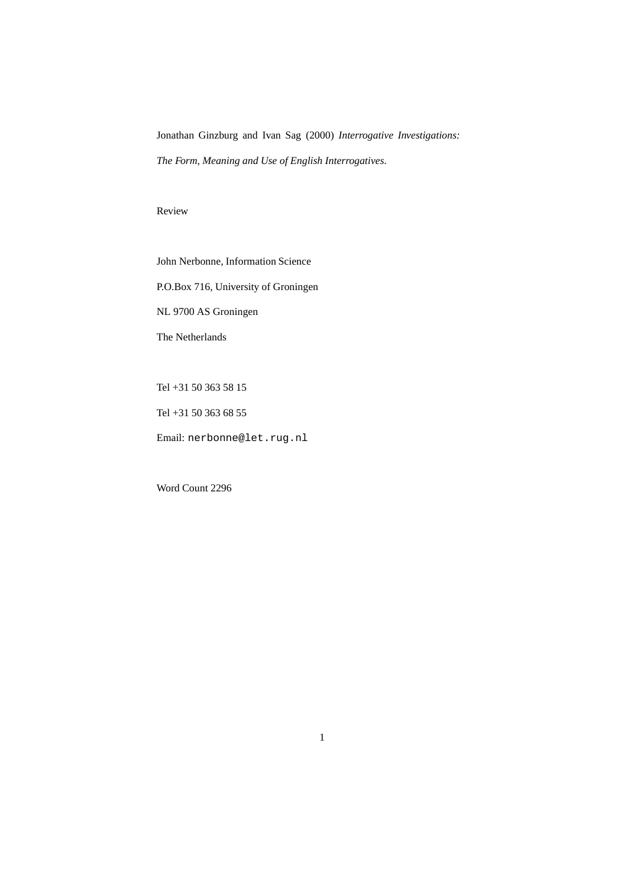Jonathan Ginzburg and Ivan Sag (2000) *Interrogative Investigations: The Form, Meaning and Use of English Interrogatives.*

Review

John Nerbonne, Information Science

P.O.Box 716, University of Groningen

NL 9700 AS Groningen

The Netherlands

Tel +31 50 363 58 15

Tel +31 50 363 68 55

Email: `nerbonne@let.rug.nl`

Word Count 2296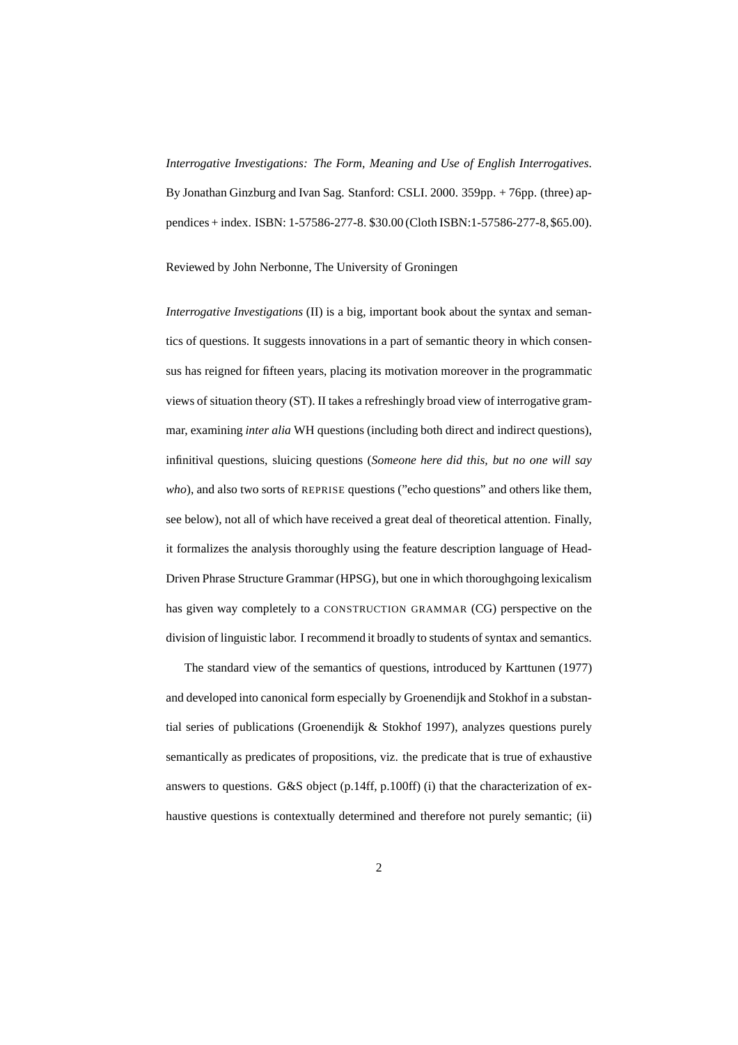*Interrogative Investigations: The Form, Meaning and Use of English Interrogatives*. By Jonathan Ginzburg and Ivan Sag. Stanford: CSLI. 2000. 359pp. + 76pp. (three) appendices + index. ISBN: 1-57586-277-8. $30.00 (Cloth ISBN:1-57586-277-8, $65.00).

Reviewed by John Nerbonne, The University of Groningen

*Interrogative Investigations* (II) is a big, important book about the syntax and semantics of questions. It suggests innovations in a part of semantic theory in which consensus has reigned for fifteen years, placing its motivation moreover in the programmatic views of situation theory (ST). II takes a refreshingly broad view of interrogative grammar, examining *inter alia* WH questions (including both direct and indirect questions), infinitival questions, sluicing questions (*Someone here did this, but no one will say who*), and also two sorts of REPRISE questions ("echo questions" and others like them, see below), not all of which have received a great deal of theoretical attention. Finally, it formalizes the analysis thoroughly using the feature description language of Head-Driven Phrase Structure Grammar (HPSG), but one in which thoroughgoing lexicalism has given way completely to a CONSTRUCTION GRAMMAR (CG) perspective on the division of linguistic labor. I recommend it broadly to students of syntax and semantics.

The standard view of the semantics of questions, introduced by Karttunen (1977) and developed into canonical form especially by Groenendijk and Stokhof in a substantial series of publications (Groenendijk & Stokhof 1997), analyzes questions purely semantically as predicates of propositions, viz. the predicate that is true of exhaustive answers to questions. G&S object (p.14ff, p.100ff) (i) that the characterization of exhaustive questions is contextually determined and therefore not purely semantic; (ii)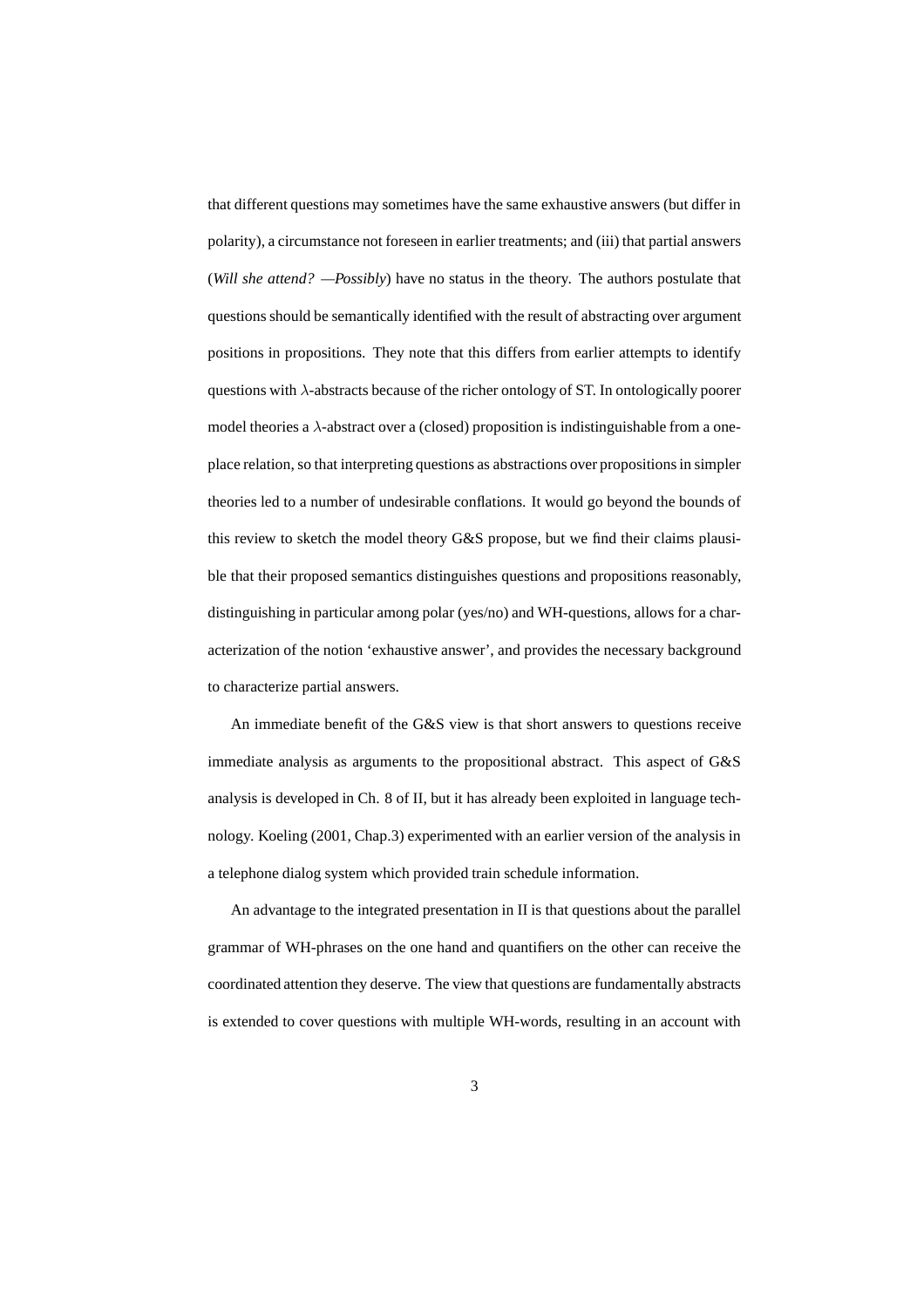that different questions may sometimes have the same exhaustive answers (but differ in polarity), a circumstance not foreseen in earlier treatments; and (iii) that partial answers (*Will she attend? —Possibly*) have no status in the theory. The authors postulate that questions should be semantically identified with the result of abstracting over argument positions in propositions. They note that this differs from earlier attempts to identify questions with $\lambda$-abstracts because of the richer ontology of ST. In ontologically poorer model theories a $\lambda$-abstract over a (closed) proposition is indistinguishable from a one-place relation, so that interpreting questions as abstractions over propositions in simpler theories led to a number of undesirable conflations. It would go beyond the bounds of this review to sketch the model theory G&S propose, but we find their claims plausible that their proposed semantics distinguishes questions and propositions reasonably, distinguishing in particular among polar (yes/no) and WH-questions, allows for a characterization of the notion 'exhaustive answer', and provides the necessary background to characterize partial answers.

An immediate benefit of the G&S view is that short answers to questions receive immediate analysis as arguments to the propositional abstract. This aspect of G&S analysis is developed in Ch. 8 of II, but it has already been exploited in language technology. Koeling (2001, Chap.3) experimented with an earlier version of the analysis in a telephone dialog system which provided train schedule information.

An advantage to the integrated presentation in II is that questions about the parallel grammar of WH-phrases on the one hand and quantifiers on the other can receive the coordinated attention they deserve. The view that questions are fundamentally abstracts is extended to cover questions with multiple WH-words, resulting in an account with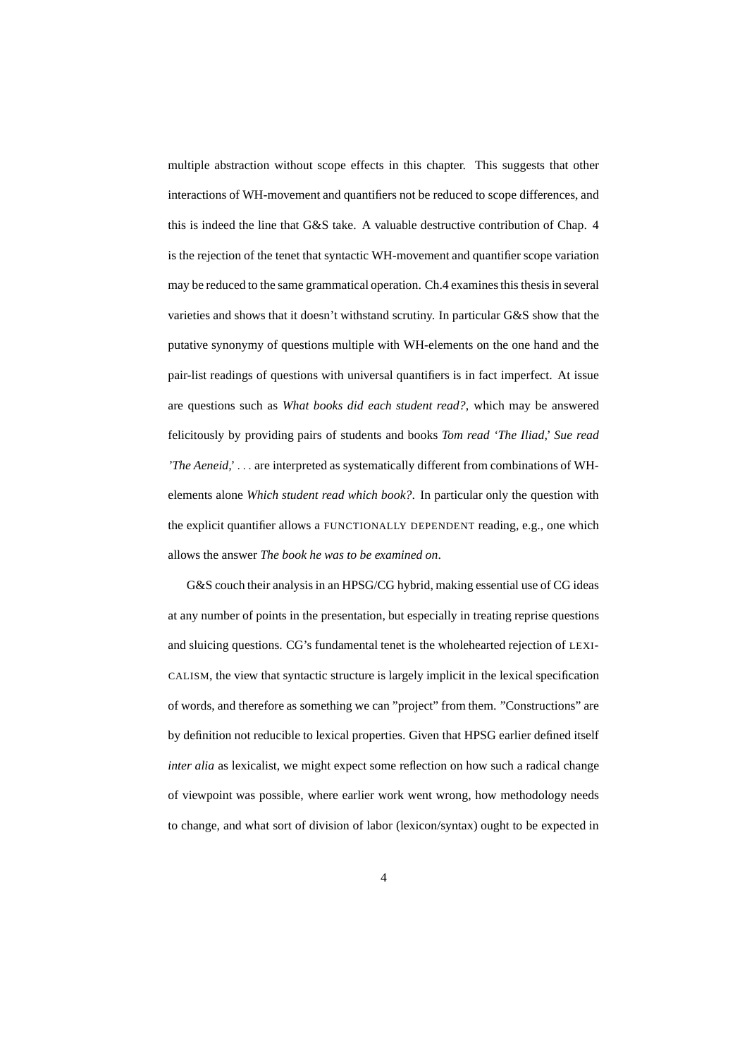multiple abstraction without scope effects in this chapter. This suggests that other interactions of WH-movement and quantifiers not be reduced to scope differences, and this is indeed the line that G&S take. A valuable destructive contribution of Chap. 4 is the rejection of the tenet that syntactic WH-movement and quantifier scope variation may be reduced to the same grammatical operation. Ch.4 examines this thesis in several varieties and shows that it doesn't withstand scrutiny. In particular G&S show that the putative synonymy of questions multiple with WH-elements on the one hand and the pair-list readings of questions with universal quantifiers is in fact imperfect. At issue are questions such as *What books did each student read?*, which may be answered felicitously by providing pairs of students and books *Tom read 'The Iliad,' Sue read 'The Aeneid,'* . . . are interpreted as systematically different from combinations of WH-elements alone *Which student read which book?*. In particular only the question with the explicit quantifier allows a FUNCTIONALLY DEPENDENT reading, e.g., one which allows the answer *The book he was to be examined on*.

G&S couch their analysis in an HPSG/CG hybrid, making essential use of CG ideas at any number of points in the presentation, but especially in treating reprise questions and sluicing questions. CG's fundamental tenet is the wholehearted rejection of LEXICALISM, the view that syntactic structure is largely implicit in the lexical specification of words, and therefore as something we can "project" from them. "Constructions" are by definition not reducible to lexical properties. Given that HPSG earlier defined itself *inter alia* as lexicalist, we might expect some reflection on how such a radical change of viewpoint was possible, where earlier work went wrong, how methodology needs to change, and what sort of division of labor (lexicon/syntax) ought to be expected in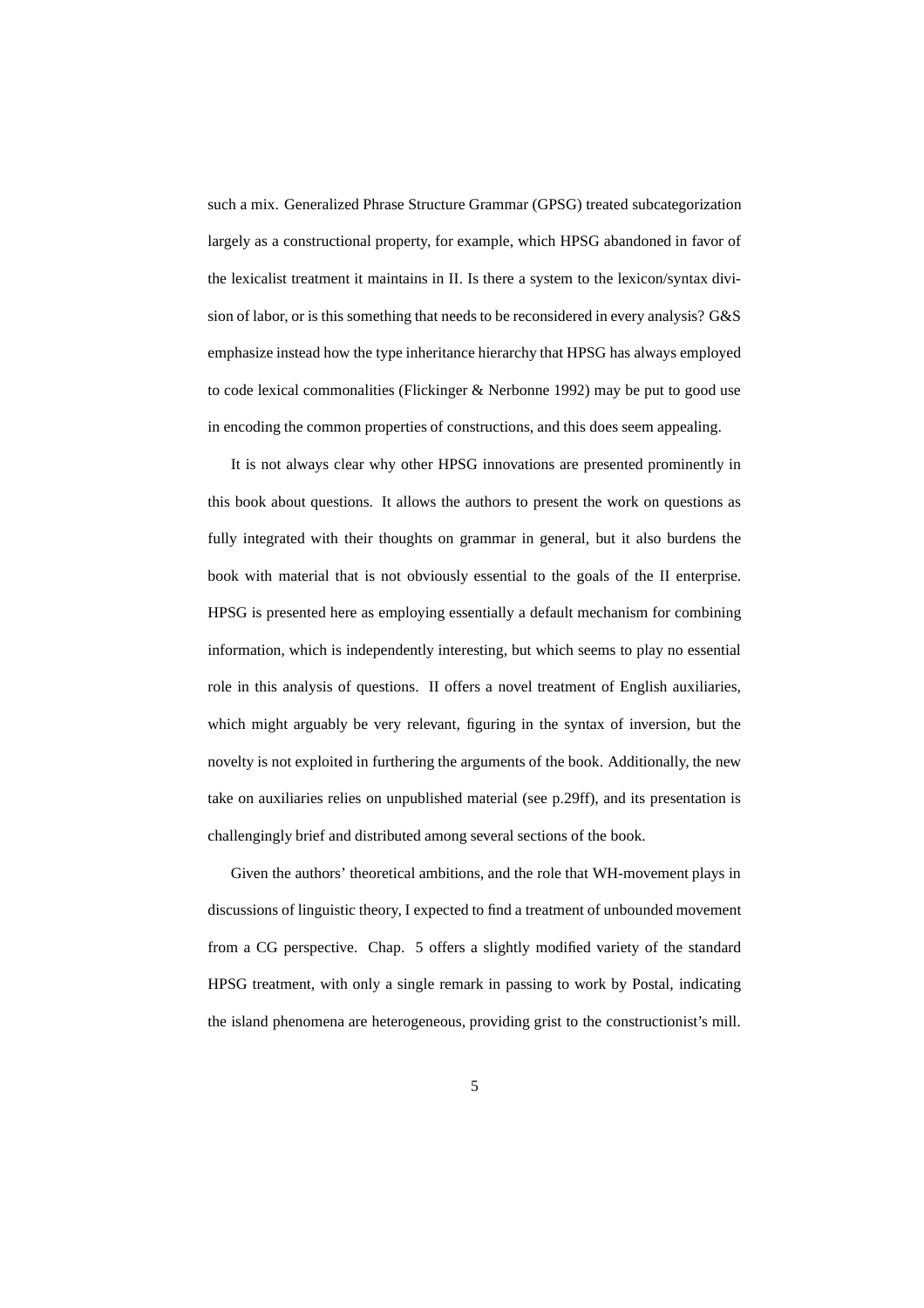such a mix. Generalized Phrase Structure Grammar (GPSG) treated subcategorization largely as a constructional property, for example, which HPSG abandoned in favor of the lexicalist treatment it maintains in II. Is there a system to the lexicon/syntax division of labor, or is this something that needs to be reconsidered in every analysis? G&S emphasize instead how the type inheritance hierarchy that HPSG has always employed to code lexical commonalities (Flickinger & Nerbonne 1992) may be put to good use in encoding the common properties of constructions, and this does seem appealing.

It is not always clear why other HPSG innovations are presented prominently in this book about questions. It allows the authors to present the work on questions as fully integrated with their thoughts on grammar in general, but it also burdens the book with material that is not obviously essential to the goals of the II enterprise. HPSG is presented here as employing essentially a default mechanism for combining information, which is independently interesting, but which seems to play no essential role in this analysis of questions. II offers a novel treatment of English auxiliaries, which might arguably be very relevant, figuring in the syntax of inversion, but the novelty is not exploited in furthering the arguments of the book. Additionally, the new take on auxiliaries relies on unpublished material (see p.29ff), and its presentation is challengingly brief and distributed among several sections of the book.

Given the authors' theoretical ambitions, and the role that WH-movement plays in discussions of linguistic theory, I expected to find a treatment of unbounded movement from a CG perspective. Chap. 5 offers a slightly modified variety of the standard HPSG treatment, with only a single remark in passing to work by Postal, indicating the island phenomena are heterogeneous, providing grist to the constructionist's mill.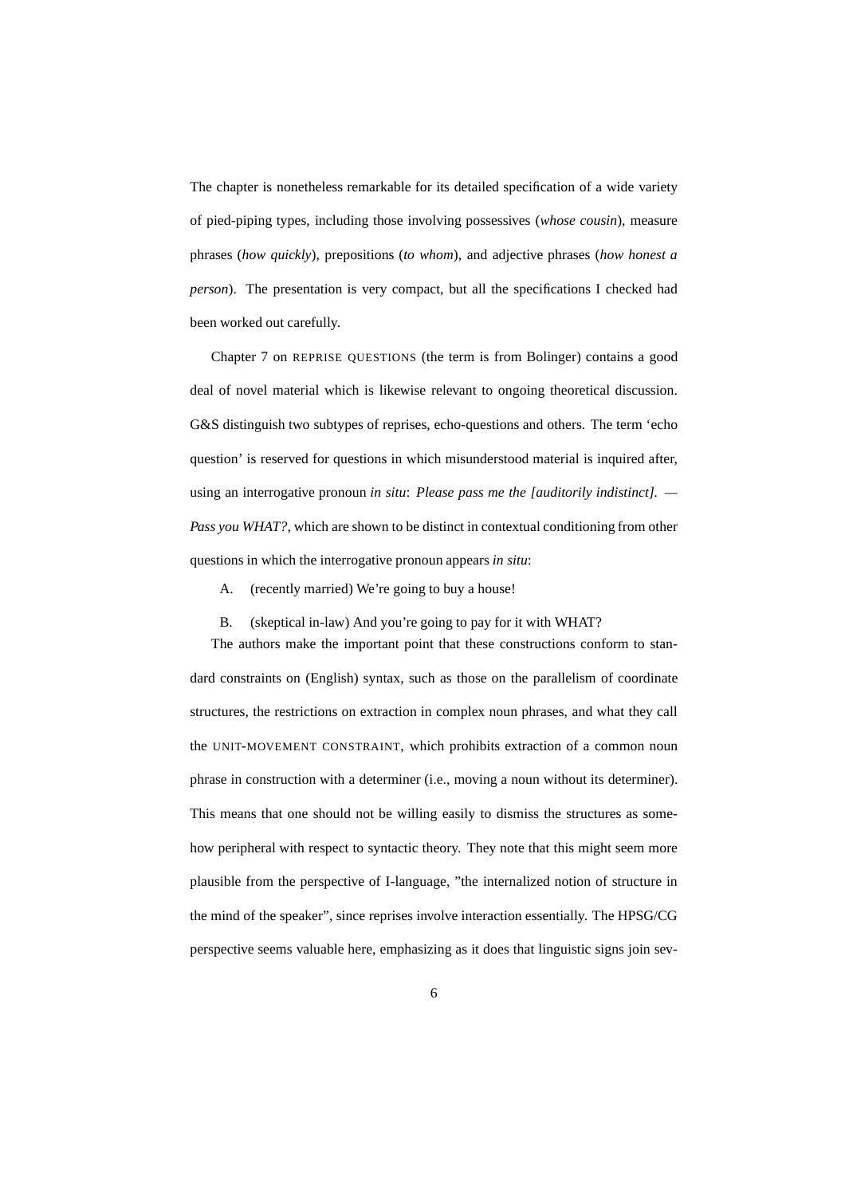The chapter is nonetheless remarkable for its detailed specification of a wide variety of pied-piping types, including those involving possessives (*whose cousin*), measure phrases (*how quickly*), prepositions (*to whom*), and adjective phrases (*how honest a person*). The presentation is very compact, but all the specifications I checked had been worked out carefully.

Chapter 7 on REPRISE QUESTIONS (the term is from Bolinger) contains a good deal of novel material which is likewise relevant to ongoing theoretical discussion. G&S distinguish two subtypes of reprises, echo-questions and others. The term 'echo question' is reserved for questions in which misunderstood material is inquired after, using an interrogative pronoun *in situ*: *Please pass me the [auditorily indistinct]. — Pass you WHAT?*, which are shown to be distinct in contextual conditioning from other questions in which the interrogative pronoun appears *in situ*:

A. (recently married) We're going to buy a house!

B. (skeptical in-law) And you're going to pay for it with WHAT?

The authors make the important point that these constructions conform to standard constraints on (English) syntax, such as those on the parallelism of coordinate structures, the restrictions on extraction in complex noun phrases, and what they call the UNIT-MOVEMENT CONSTRAINT, which prohibits extraction of a common noun phrase in construction with a determiner (i.e., moving a noun without its determiner). This means that one should not be willing easily to dismiss the structures as somehow peripheral with respect to syntactic theory. They note that this might seem more plausible from the perspective of I-language, "the internalized notion of structure in the mind of the speaker", since reprises involve interaction essentially. The HPSG/CG perspective seems valuable here, emphasizing as it does that linguistic signs join sev-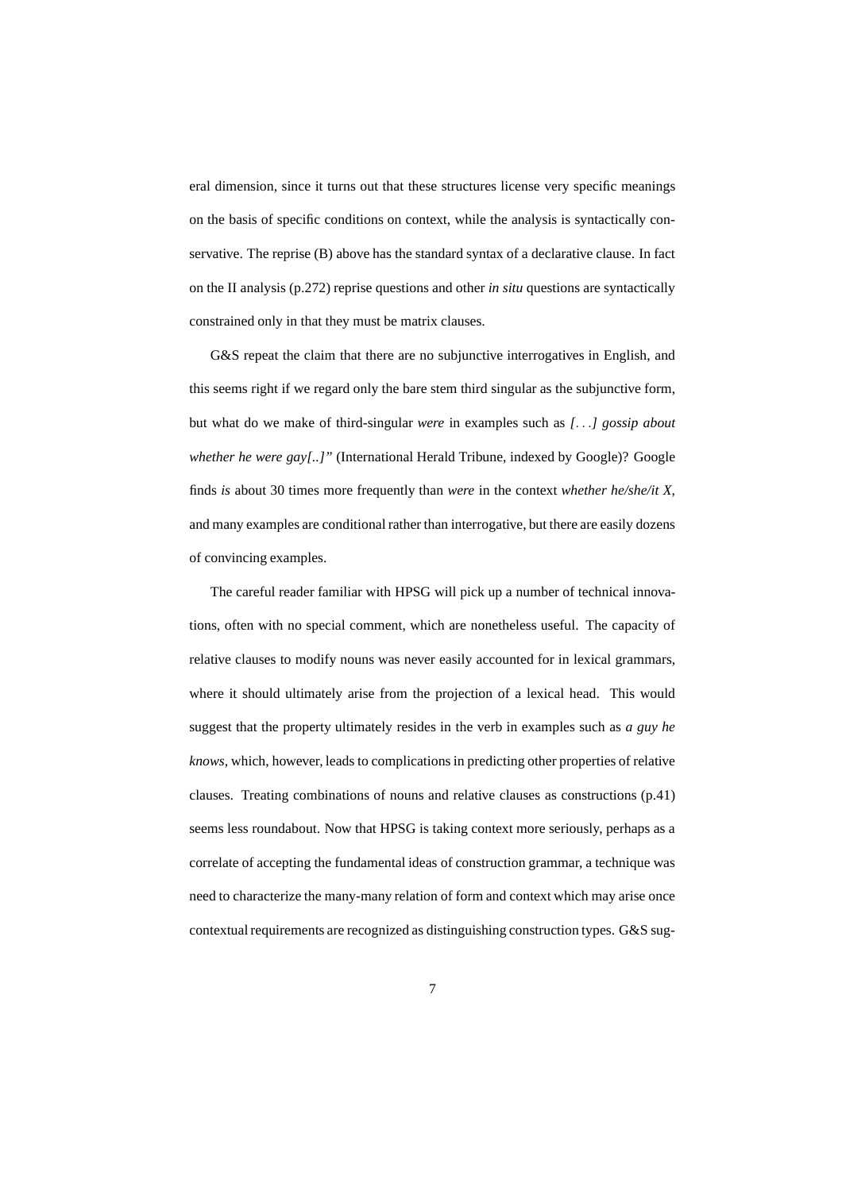eral dimension, since it turns out that these structures license very specific meanings on the basis of specific conditions on context, while the analysis is syntactically conservative. The reprise (B) above has the standard syntax of a declarative clause. In fact on the II analysis (p.272) reprise questions and other *in situ* questions are syntactically constrained only in that they must be matrix clauses.

G&S repeat the claim that there are no subjunctive interrogatives in English, and this seems right if we regard only the bare stem third singular as the subjunctive form, but what do we make of third-singular *were* in examples such as *[...] gossip about whether he were gay[..]"* (International Herald Tribune, indexed by Google)? Google finds *is* about 30 times more frequently than *were* in the context *whether he/she/it X*, and many examples are conditional rather than interrogative, but there are easily dozens of convincing examples.

The careful reader familiar with HPSG will pick up a number of technical innovations, often with no special comment, which are nonetheless useful. The capacity of relative clauses to modify nouns was never easily accounted for in lexical grammars, where it should ultimately arise from the projection of a lexical head. This would suggest that the property ultimately resides in the verb in examples such as *a guy he knows*, which, however, leads to complications in predicting other properties of relative clauses. Treating combinations of nouns and relative clauses as constructions (p.41) seems less roundabout. Now that HPSG is taking context more seriously, perhaps as a correlate of accepting the fundamental ideas of construction grammar, a technique was need to characterize the many-many relation of form and context which may arise once contextual requirements are recognized as distinguishing construction types. G&S sug-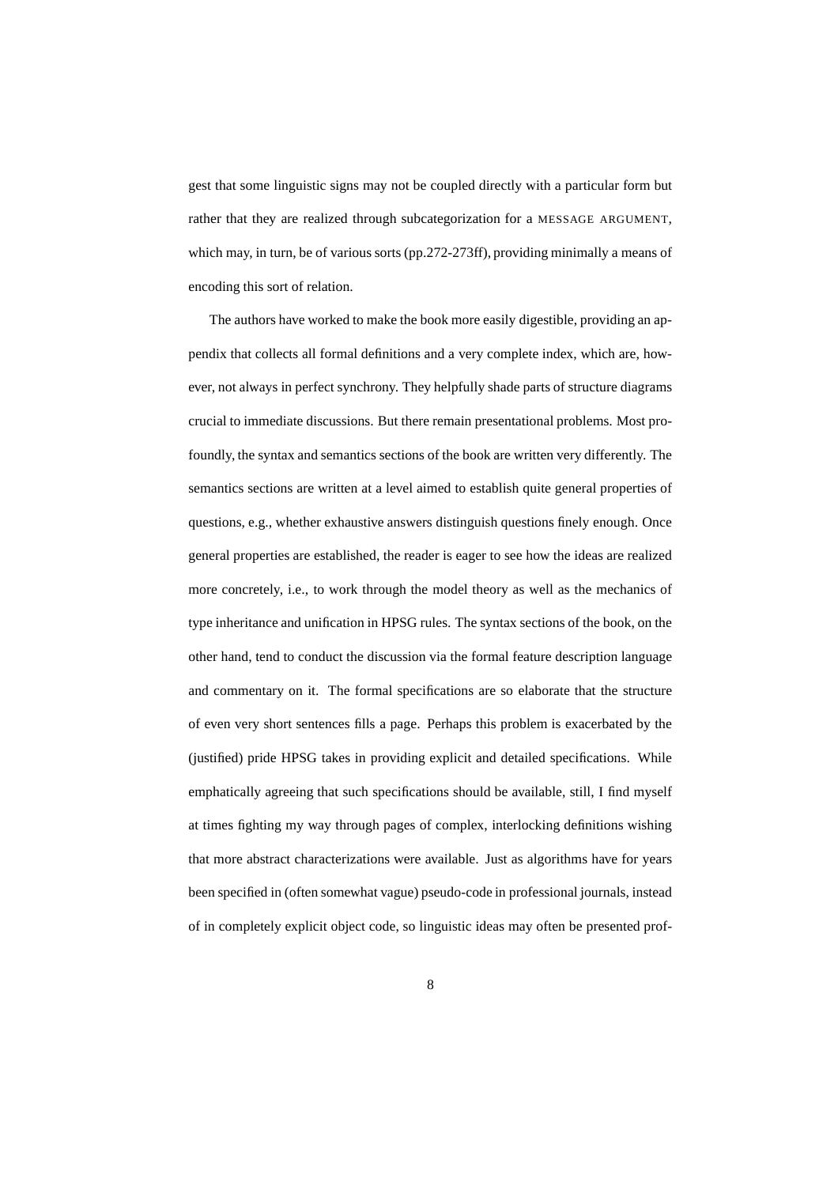gest that some linguistic signs may not be coupled directly with a particular form but rather that they are realized through subcategorization for a MESSAGE ARGUMENT, which may, in turn, be of various sorts (pp.272-273ff), providing minimally a means of encoding this sort of relation.

The authors have worked to make the book more easily digestible, providing an appendix that collects all formal definitions and a very complete index, which are, however, not always in perfect synchrony. They helpfully shade parts of structure diagrams crucial to immediate discussions. But there remain presentational problems. Most profoundly, the syntax and semantics sections of the book are written very differently. The semantics sections are written at a level aimed to establish quite general properties of questions, e.g., whether exhaustive answers distinguish questions finely enough. Once general properties are established, the reader is eager to see how the ideas are realized more concretely, i.e., to work through the model theory as well as the mechanics of type inheritance and unification in HPSG rules. The syntax sections of the book, on the other hand, tend to conduct the discussion via the formal feature description language and commentary on it. The formal specifications are so elaborate that the structure of even very short sentences fills a page. Perhaps this problem is exacerbated by the (justified) pride HPSG takes in providing explicit and detailed specifications. While emphatically agreeing that such specifications should be available, still, I find myself at times fighting my way through pages of complex, interlocking definitions wishing that more abstract characterizations were available. Just as algorithms have for years been specified in (often somewhat vague) pseudo-code in professional journals, instead of in completely explicit object code, so linguistic ideas may often be presented prof-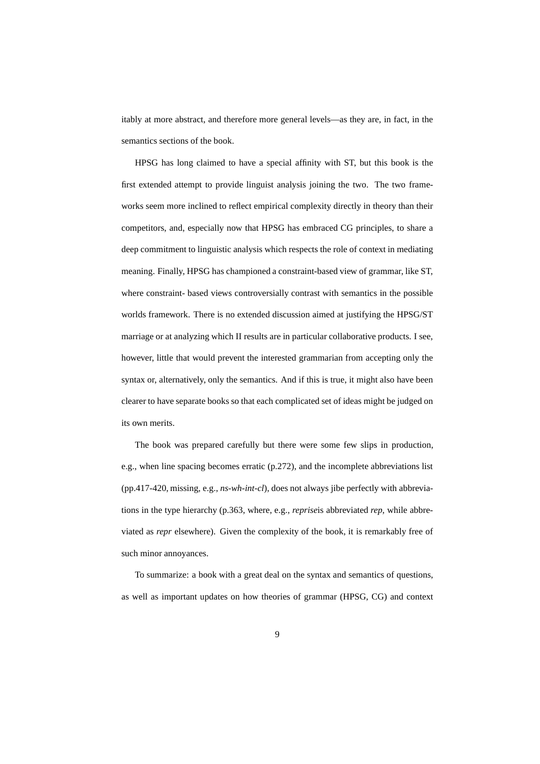itably at more abstract, and therefore more general levels—as they are, in fact, in the semantics sections of the book.

HPSG has long claimed to have a special affinity with ST, but this book is the first extended attempt to provide linguist analysis joining the two. The two frameworks seem more inclined to reflect empirical complexity directly in theory than their competitors, and, especially now that HPSG has embraced CG principles, to share a deep commitment to linguistic analysis which respects the role of context in mediating meaning. Finally, HPSG has championed a constraint-based view of grammar, like ST, where constraint- based views controversially contrast with semantics in the possible worlds framework. There is no extended discussion aimed at justifying the HPSG/ST marriage or at analyzing which II results are in particular collaborative products. I see, however, little that would prevent the interested grammarian from accepting only the syntax or, alternatively, only the semantics. And if this is true, it might also have been clearer to have separate books so that each complicated set of ideas might be judged on its own merits.

The book was prepared carefully but there were some few slips in production, e.g., when line spacing becomes erratic (p.272), and the incomplete abbreviations list (pp.417-420, missing, e.g., *ns-wh-int-cl*), does not always jibe perfectly with abbreviations in the type hierarchy (p.363, where, e.g., *reprise*is abbreviated *rep*, while abbreviated as *repr* elsewhere). Given the complexity of the book, it is remarkably free of such minor annoyances.

To summarize: a book with a great deal on the syntax and semantics of questions, as well as important updates on how theories of grammar (HPSG, CG) and context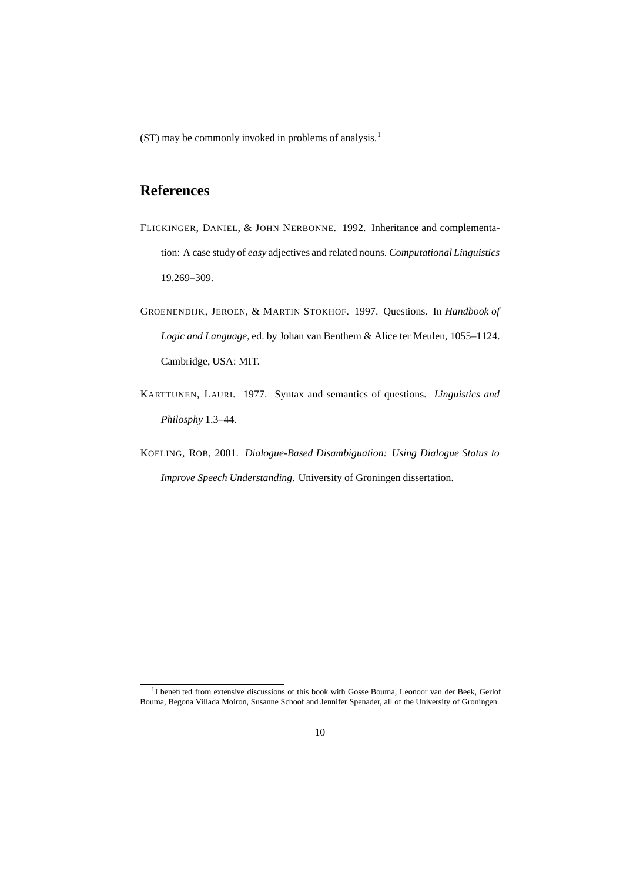(ST) may be commonly invoked in problems of analysis.[1]

## References

FLICKINGER, DANIEL, & JOHN NERBONNE. 1992. Inheritance and complementation: A case study of *easy* adjectives and related nouns. *Computational Linguistics* 19.269–309.

GROENENDIJK, JEROEN, & MARTIN STOKHOF. 1997. Questions. In *Handbook of Logic and Language*, ed. by Johan van Benthem & Alice ter Meulen, 1055–1124. Cambridge, USA: MIT.

KARTTUNEN, LAURI. 1977. Syntax and semantics of questions. *Linguistics and Philosphy* 1.3–44.

KOELING, ROB, 2001. *Dialogue-Based Disambiguation: Using Dialogue Status to Improve Speech Understanding*. University of Groningen dissertation.

---

[1] I benefited from extensive discussions of this book with Gosse Bouma, Leonoor van der Beek, Gerlof Bouma, Begona Villada Moiron, Susanne Schoof and Jennifer Spenader, all of the University of Groningen.